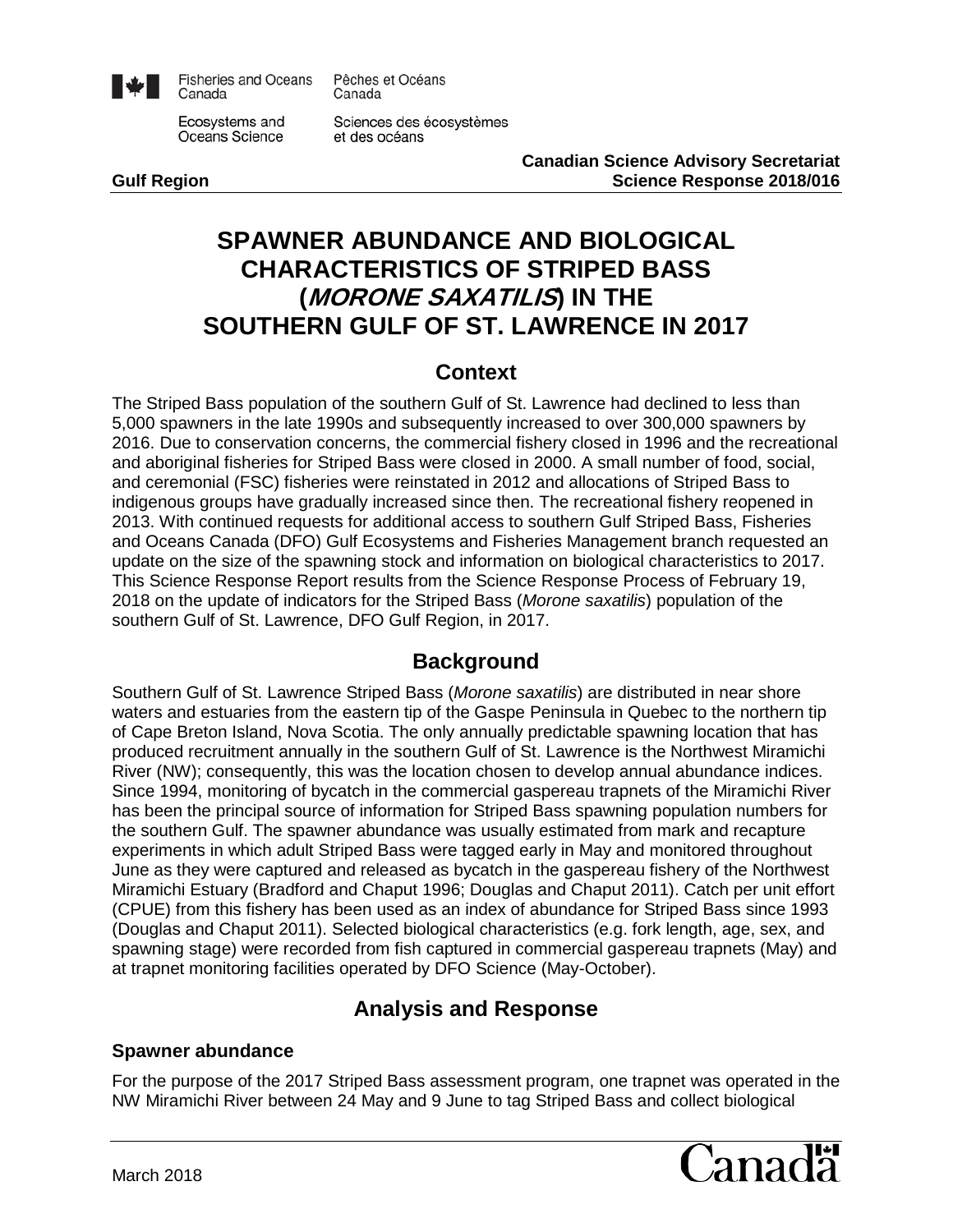Fisheries and Oceans Canada | Pêches et Océans Canada

Ecosystems and Oceans Science | Sciences des écosystèmes et des océans

**Gulf Region**

**Canadian Science Advisory Secretariat Science Response 2018/016**

# SPAWNER ABUNDANCE AND BIOLOGICAL CHARACTERISTICS OF STRIPED BASS (*MORONE SAXATILIS*) IN THE SOUTHERN GULF OF ST. LAWRENCE IN 2017

## Context

The Striped Bass population of the southern Gulf of St. Lawrence had declined to less than 5,000 spawners in the late 1990s and subsequently increased to over 300,000 spawners by 2016. Due to conservation concerns, the commercial fishery closed in 1996 and the recreational and aboriginal fisheries for Striped Bass were closed in 2000. A small number of food, social, and ceremonial (FSC) fisheries were reinstated in 2012 and allocations of Striped Bass to indigenous groups have gradually increased since then. The recreational fishery reopened in 2013. With continued requests for additional access to southern Gulf Striped Bass, Fisheries and Oceans Canada (DFO) Gulf Ecosystems and Fisheries Management branch requested an update on the size of the spawning stock and information on biological characteristics to 2017. This Science Response Report results from the Science Response Process of February 19, 2018 on the update of indicators for the Striped Bass (*Morone saxatilis*) population of the southern Gulf of St. Lawrence, DFO Gulf Region, in 2017.

## Background

Southern Gulf of St. Lawrence Striped Bass (*Morone saxatilis*) are distributed in near shore waters and estuaries from the eastern tip of the Gaspe Peninsula in Quebec to the northern tip of Cape Breton Island, Nova Scotia. The only annually predictable spawning location that has produced recruitment annually in the southern Gulf of St. Lawrence is the Northwest Miramichi River (NW); consequently, this was the location chosen to develop annual abundance indices. Since 1994, monitoring of bycatch in the commercial gaspereau trapnets of the Miramichi River has been the principal source of information for Striped Bass spawning population numbers for the southern Gulf. The spawner abundance was usually estimated from mark and recapture experiments in which adult Striped Bass were tagged early in May and monitored throughout June as they were captured and released as bycatch in the gaspereau fishery of the Northwest Miramichi Estuary (Bradford and Chaput 1996; Douglas and Chaput 2011). Catch per unit effort (CPUE) from this fishery has been used as an index of abundance for Striped Bass since 1993 (Douglas and Chaput 2011). Selected biological characteristics (e.g. fork length, age, sex, and spawning stage) were recorded from fish captured in commercial gaspereau trapnets (May) and at trapnet monitoring facilities operated by DFO Science (May-October).

## Analysis and Response

### Spawner abundance

For the purpose of the 2017 Striped Bass assessment program, one trapnet was operated in the NW Miramichi River between 24 May and 9 June to tag Striped Bass and collect biological

March 2018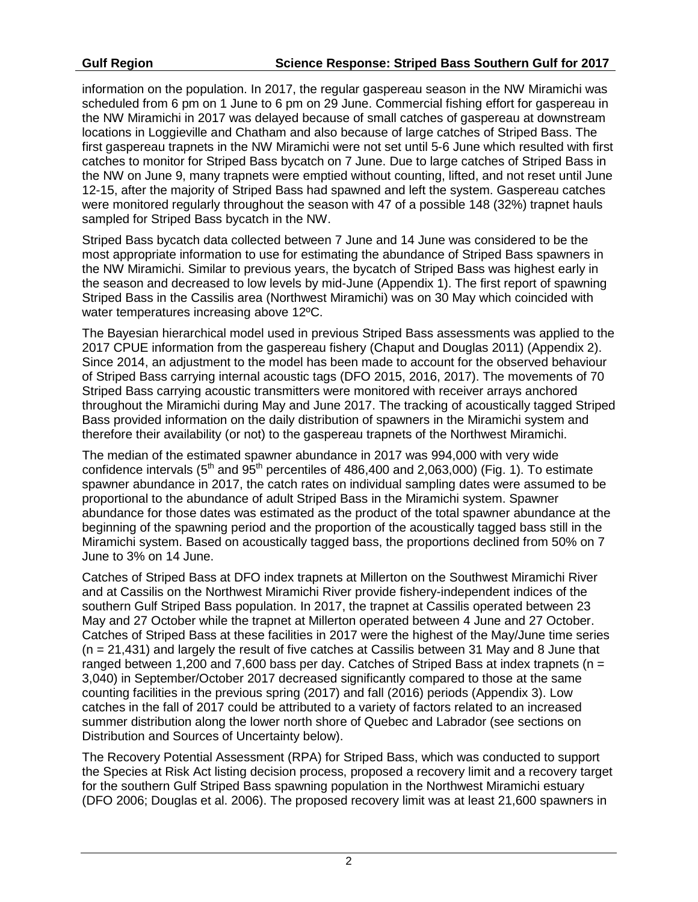information on the population. In 2017, the regular gaspereau season in the NW Miramichi was scheduled from 6 pm on 1 June to 6 pm on 29 June. Commercial fishing effort for gaspereau in the NW Miramichi in 2017 was delayed because of small catches of gaspereau at downstream locations in Loggieville and Chatham and also because of large catches of Striped Bass. The first gaspereau trapnets in the NW Miramichi were not set until 5-6 June which resulted with first catches to monitor for Striped Bass bycatch on 7 June. Due to large catches of Striped Bass in the NW on June 9, many trapnets were emptied without counting, lifted, and not reset until June 12-15, after the majority of Striped Bass had spawned and left the system. Gaspereau catches were monitored regularly throughout the season with 47 of a possible 148 (32%) trapnet hauls sampled for Striped Bass bycatch in the NW.

Striped Bass bycatch data collected between 7 June and 14 June was considered to be the most appropriate information to use for estimating the abundance of Striped Bass spawners in the NW Miramichi. Similar to previous years, the bycatch of Striped Bass was highest early in the season and decreased to low levels by mid-June (Appendix 1). The first report of spawning Striped Bass in the Cassilis area (Northwest Miramichi) was on 30 May which coincided with water temperatures increasing above 12ºC.

The Bayesian hierarchical model used in previous Striped Bass assessments was applied to the 2017 CPUE information from the gaspereau fishery (Chaput and Douglas 2011) (Appendix 2). Since 2014, an adjustment to the model has been made to account for the observed behaviour of Striped Bass carrying internal acoustic tags (DFO 2015, 2016, 2017). The movements of 70 Striped Bass carrying acoustic transmitters were monitored with receiver arrays anchored throughout the Miramichi during May and June 2017. The tracking of acoustically tagged Striped Bass provided information on the daily distribution of spawners in the Miramichi system and therefore their availability (or not) to the gaspereau trapnets of the Northwest Miramichi.

The median of the estimated spawner abundance in 2017 was 994,000 with very wide confidence intervals (5$^{th}$ and 95$^{th}$ percentiles of 486,400 and 2,063,000) (Fig. 1). To estimate spawner abundance in 2017, the catch rates on individual sampling dates were assumed to be proportional to the abundance of adult Striped Bass in the Miramichi system. Spawner abundance for those dates was estimated as the product of the total spawner abundance at the beginning of the spawning period and the proportion of the acoustically tagged bass still in the Miramichi system. Based on acoustically tagged bass, the proportions declined from 50% on 7 June to 3% on 14 June.

Catches of Striped Bass at DFO index trapnets at Millerton on the Southwest Miramichi River and at Cassilis on the Northwest Miramichi River provide fishery-independent indices of the southern Gulf Striped Bass population. In 2017, the trapnet at Cassilis operated between 23 May and 27 October while the trapnet at Millerton operated between 4 June and 27 October. Catches of Striped Bass at these facilities in 2017 were the highest of the May/June time series (n = 21,431) and largely the result of five catches at Cassilis between 31 May and 8 June that ranged between 1,200 and 7,600 bass per day. Catches of Striped Bass at index trapnets (n = 3,040) in September/October 2017 decreased significantly compared to those at the same counting facilities in the previous spring (2017) and fall (2016) periods (Appendix 3). Low catches in the fall of 2017 could be attributed to a variety of factors related to an increased summer distribution along the lower north shore of Quebec and Labrador (see sections on Distribution and Sources of Uncertainty below).

The Recovery Potential Assessment (RPA) for Striped Bass, which was conducted to support the Species at Risk Act listing decision process, proposed a recovery limit and a recovery target for the southern Gulf Striped Bass spawning population in the Northwest Miramichi estuary (DFO 2006; Douglas et al. 2006). The proposed recovery limit was at least 21,600 spawners in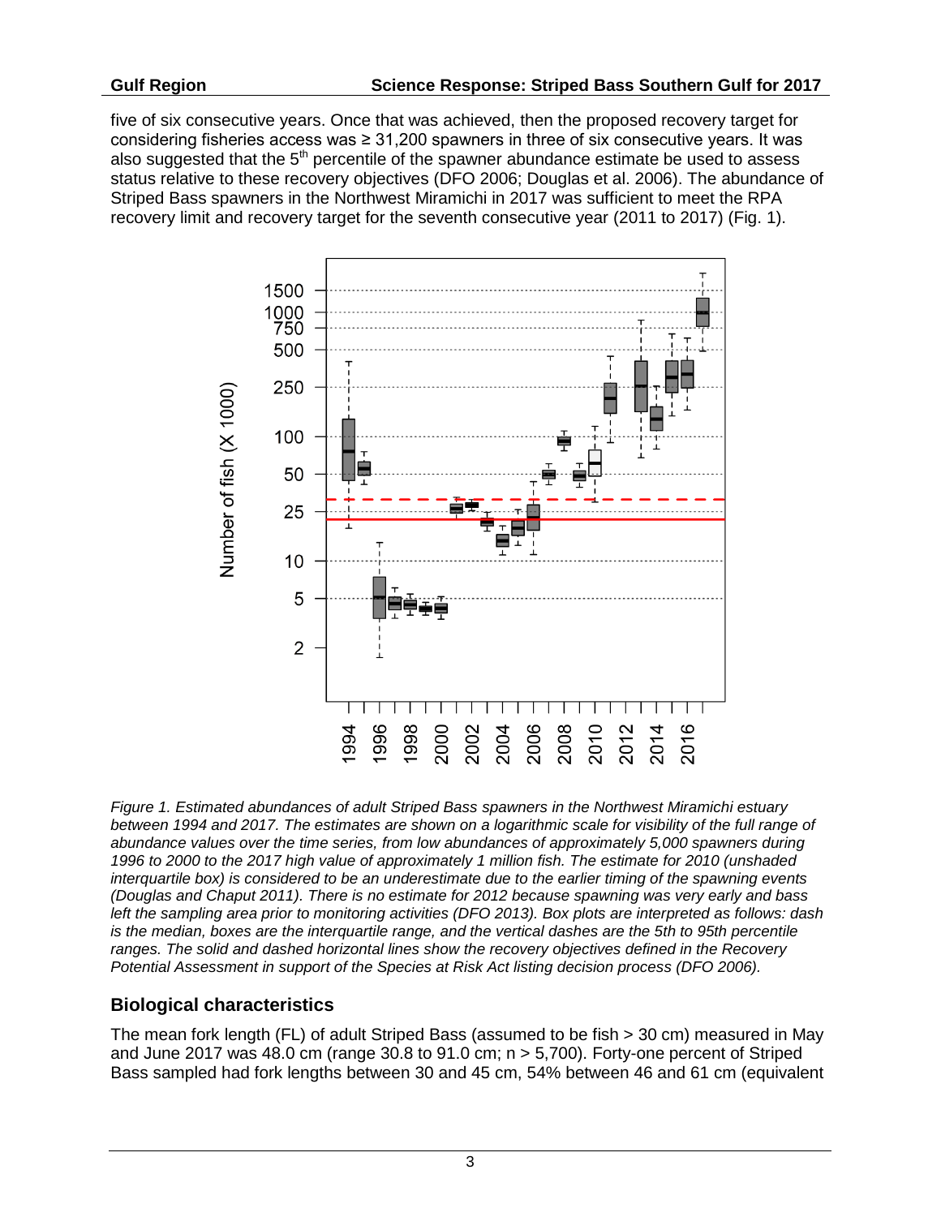five of six consecutive years. Once that was achieved, then the proposed recovery target for considering fisheries access was ≥ 31,200 spawners in three of six consecutive years. It was also suggested that the 5th percentile of the spawner abundance estimate be used to assess status relative to these recovery objectives (DFO 2006; Douglas et al. 2006). The abundance of Striped Bass spawners in the Northwest Miramichi in 2017 was sufficient to meet the RPA recovery limit and recovery target for the seventh consecutive year (2011 to 2017) (Fig. 1).

*Figure 1. Estimated abundances of adult Striped Bass spawners in the Northwest Miramichi estuary between 1994 and 2017. The estimates are shown on a logarithmic scale for visibility of the full range of abundance values over the time series, from low abundances of approximately 5,000 spawners during 1996 to 2000 to the 2017 high value of approximately 1 million fish. The estimate for 2010 (unshaded interquartile box) is considered to be an underestimate due to the earlier timing of the spawning events (Douglas and Chaput 2011). There is no estimate for 2012 because spawning was very early and bass left the sampling area prior to monitoring activities (DFO 2013). Box plots are interpreted as follows: dash is the median, boxes are the interquartile range, and the vertical dashes are the 5th to 95th percentile ranges. The solid and dashed horizontal lines show the recovery objectives defined in the Recovery Potential Assessment in support of the Species at Risk Act listing decision process (DFO 2006).*

## Biological characteristics

The mean fork length (FL) of adult Striped Bass (assumed to be fish > 30 cm) measured in May and June 2017 was 48.0 cm (range 30.8 to 91.0 cm; n > 5,700). Forty-one percent of Striped Bass sampled had fork lengths between 30 and 45 cm, 54% between 46 and 61 cm (equivalent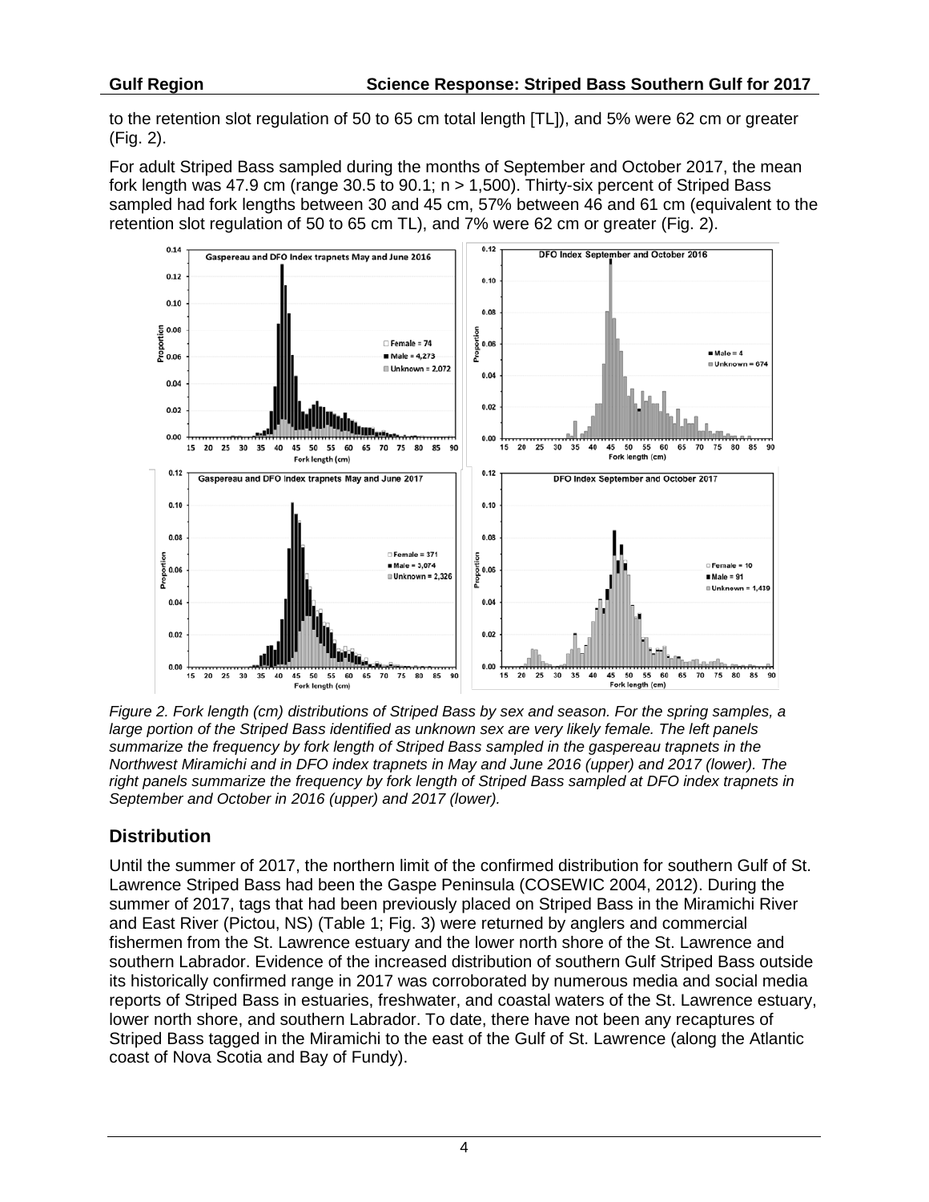to the retention slot regulation of 50 to 65 cm total length [TL]), and 5% were 62 cm or greater (Fig. 2).

For adult Striped Bass sampled during the months of September and October 2017, the mean fork length was 47.9 cm (range 30.5 to 90.1; n > 1,500). Thirty-six percent of Striped Bass sampled had fork lengths between 30 and 45 cm, 57% between 46 and 61 cm (equivalent to the retention slot regulation of 50 to 65 cm TL), and 7% were 62 cm or greater (Fig. 2).

*Figure 2. Fork length (cm) distributions of Striped Bass by sex and season. For the spring samples, a large portion of the Striped Bass identified as unknown sex are very likely female. The left panels summarize the frequency by fork length of Striped Bass sampled in the gaspereau trapnets in the Northwest Miramichi and in DFO index trapnets in May and June 2016 (upper) and 2017 (lower). The right panels summarize the frequency by fork length of Striped Bass sampled at DFO index trapnets in September and October in 2016 (upper) and 2017 (lower).*

## Distribution

Until the summer of 2017, the northern limit of the confirmed distribution for southern Gulf of St. Lawrence Striped Bass had been the Gaspe Peninsula (COSEWIC 2004, 2012). During the summer of 2017, tags that had been previously placed on Striped Bass in the Miramichi River and East River (Pictou, NS) (Table 1; Fig. 3) were returned by anglers and commercial fishermen from the St. Lawrence estuary and the lower north shore of the St. Lawrence and southern Labrador. Evidence of the increased distribution of southern Gulf Striped Bass outside its historically confirmed range in 2017 was corroborated by numerous media and social media reports of Striped Bass in estuaries, freshwater, and coastal waters of the St. Lawrence estuary, lower north shore, and southern Labrador. To date, there have not been any recaptures of Striped Bass tagged in the Miramichi to the east of the Gulf of St. Lawrence (along the Atlantic coast of Nova Scotia and Bay of Fundy).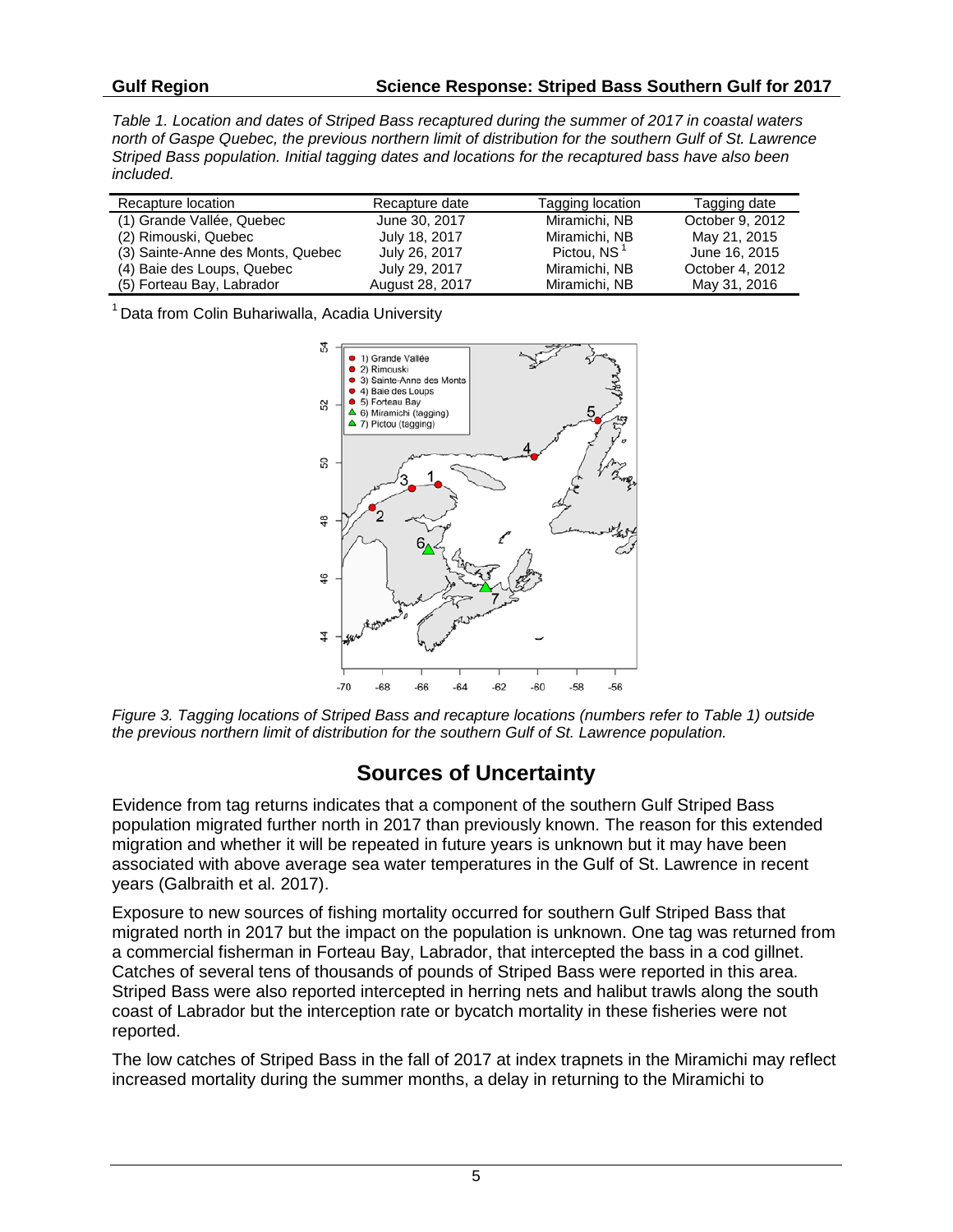*Table 1. Location and dates of Striped Bass recaptured during the summer of 2017 in coastal waters north of Gaspe Quebec, the previous northern limit of distribution for the southern Gulf of St. Lawrence Striped Bass population. Initial tagging dates and locations for the recaptured bass have also been included.*

| Recapture location | Recapture date | Tagging location | Tagging date |
|---|---|---|---|
| (1) Grande Vallée, Quebec | June 30, 2017 | Miramichi, NB | October 9, 2012 |
| (2) Rimouski, Quebec | July 18, 2017 | Miramichi, NB | May 21, 2015 |
| (3) Sainte-Anne des Monts, Quebec | July 26, 2017 | Pictou, NS [1] | June 16, 2015 |
| (4) Baie des Loups, Quebec | July 29, 2017 | Miramichi, NB | October 4, 2012 |
| (5) Forteau Bay, Labrador | August 28, 2017 | Miramichi, NB | May 31, 2016 |

[1] Data from Colin Buhariwalla, Acadia University

*Figure 3. Tagging locations of Striped Bass and recapture locations (numbers refer to Table 1) outside the previous northern limit of distribution for the southern Gulf of St. Lawrence population.*

## Sources of Uncertainty

Evidence from tag returns indicates that a component of the southern Gulf Striped Bass population migrated further north in 2017 than previously known. The reason for this extended migration and whether it will be repeated in future years is unknown but it may have been associated with above average sea water temperatures in the Gulf of St. Lawrence in recent years (Galbraith et al. 2017).

Exposure to new sources of fishing mortality occurred for southern Gulf Striped Bass that migrated north in 2017 but the impact on the population is unknown. One tag was returned from a commercial fisherman in Forteau Bay, Labrador, that intercepted the bass in a cod gillnet. Catches of several tens of thousands of pounds of Striped Bass were reported in this area. Striped Bass were also reported intercepted in herring nets and halibut trawls along the south coast of Labrador but the interception rate or bycatch mortality in these fisheries were not reported.

The low catches of Striped Bass in the fall of 2017 at index trapnets in the Miramichi may reflect increased mortality during the summer months, a delay in returning to the Miramichi to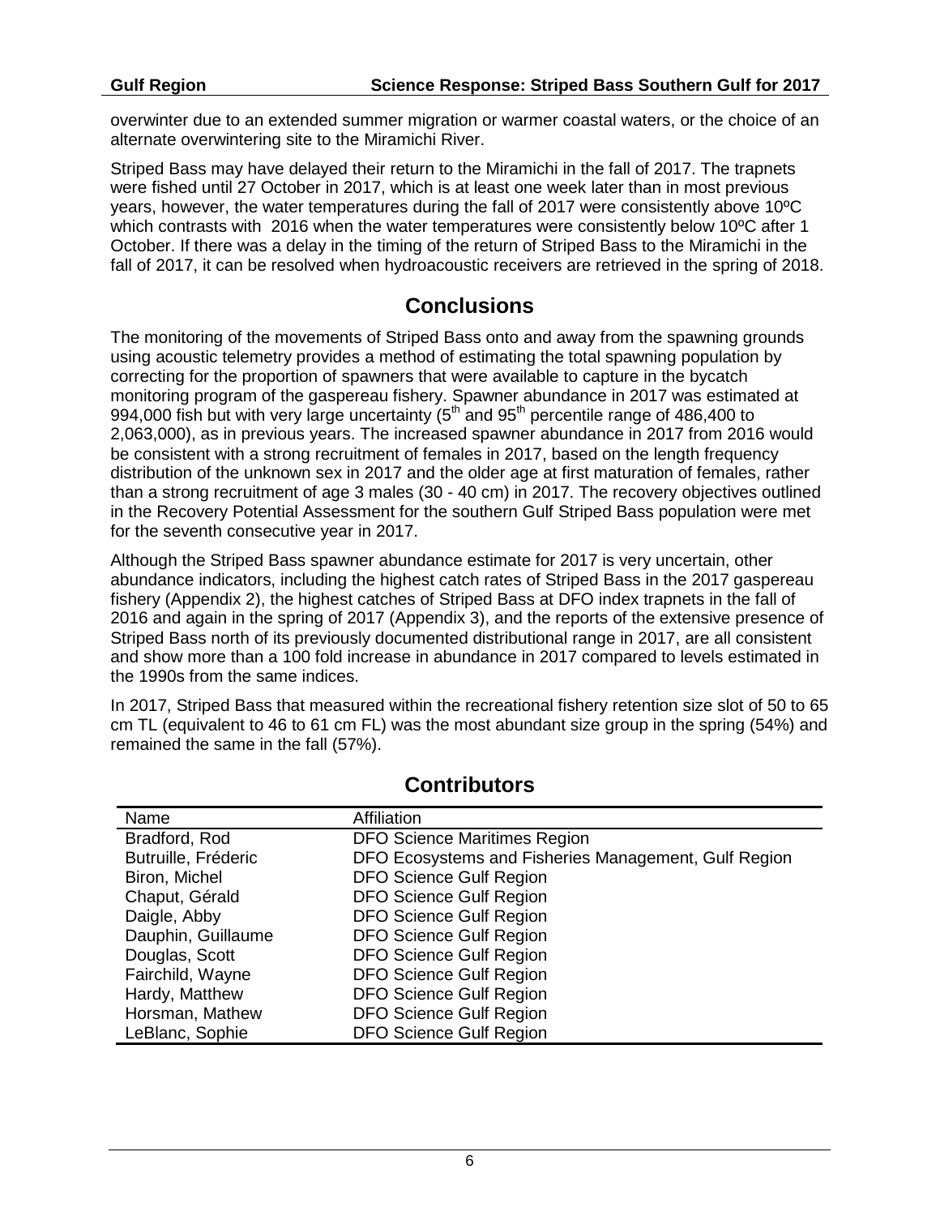overwinter due to an extended summer migration or warmer coastal waters, or the choice of an alternate overwintering site to the Miramichi River.

Striped Bass may have delayed their return to the Miramichi in the fall of 2017. The trapnets were fished until 27 October in 2017, which is at least one week later than in most previous years, however, the water temperatures during the fall of 2017 were consistently above 10ºC which contrasts with 2016 when the water temperatures were consistently below 10ºC after 1 October. If there was a delay in the timing of the return of Striped Bass to the Miramichi in the fall of 2017, it can be resolved when hydroacoustic receivers are retrieved in the spring of 2018.

## Conclusions

The monitoring of the movements of Striped Bass onto and away from the spawning grounds using acoustic telemetry provides a method of estimating the total spawning population by correcting for the proportion of spawners that were available to capture in the bycatch monitoring program of the gaspereau fishery. Spawner abundance in 2017 was estimated at 994,000 fish but with very large uncertainty ($5^{th}$ and $95^{th}$ percentile range of 486,400 to 2,063,000), as in previous years. The increased spawner abundance in 2017 from 2016 would be consistent with a strong recruitment of females in 2017, based on the length frequency distribution of the unknown sex in 2017 and the older age at first maturation of females, rather than a strong recruitment of age 3 males (30 - 40 cm) in 2017. The recovery objectives outlined in the Recovery Potential Assessment for the southern Gulf Striped Bass population were met for the seventh consecutive year in 2017.

Although the Striped Bass spawner abundance estimate for 2017 is very uncertain, other abundance indicators, including the highest catch rates of Striped Bass in the 2017 gaspereau fishery (Appendix 2), the highest catches of Striped Bass at DFO index trapnets in the fall of 2016 and again in the spring of 2017 (Appendix 3), and the reports of the extensive presence of Striped Bass north of its previously documented distributional range in 2017, are all consistent and show more than a 100 fold increase in abundance in 2017 compared to levels estimated in the 1990s from the same indices.

In 2017, Striped Bass that measured within the recreational fishery retention size slot of 50 to 65 cm TL (equivalent to 46 to 61 cm FL) was the most abundant size group in the spring (54%) and remained the same in the fall (57%).

## Contributors

| Name | Affiliation |
| --- | --- |
| Bradford, Rod | DFO Science Maritimes Region |
| Butruille, Fréderic | DFO Ecosystems and Fisheries Management, Gulf Region |
| Biron, Michel | DFO Science Gulf Region |
| Chaput, Gérald | DFO Science Gulf Region |
| Daigle, Abby | DFO Science Gulf Region |
| Dauphin, Guillaume | DFO Science Gulf Region |
| Douglas, Scott | DFO Science Gulf Region |
| Fairchild, Wayne | DFO Science Gulf Region |
| Hardy, Matthew | DFO Science Gulf Region |
| Horsman, Mathew | DFO Science Gulf Region |
| LeBlanc, Sophie | DFO Science Gulf Region |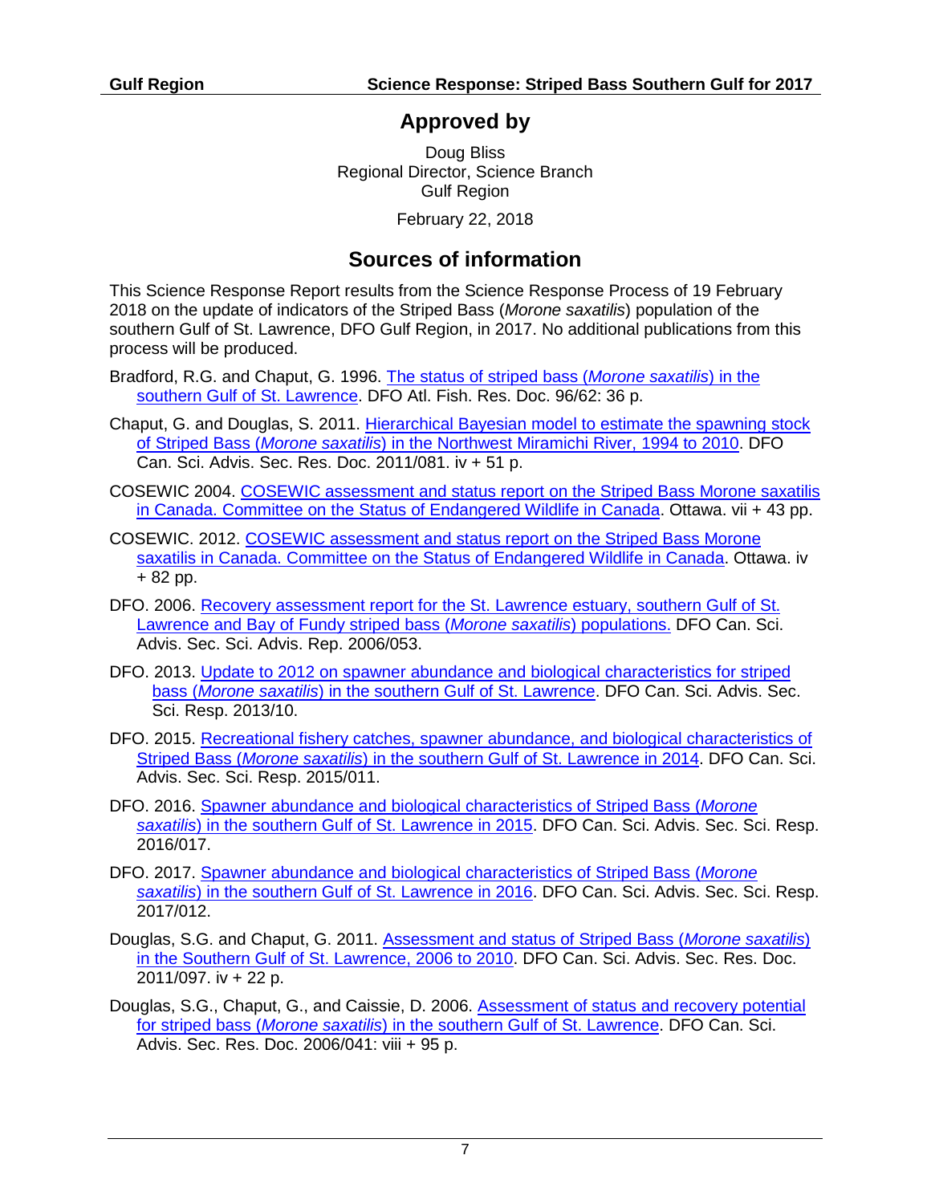## Approved by

Doug Bliss
Regional Director, Science Branch
Gulf Region

February 22, 2018

## Sources of information

This Science Response Report results from the Science Response Process of 19 February 2018 on the update of indicators of the Striped Bass (*Morone saxatilis*) population of the southern Gulf of St. Lawrence, DFO Gulf Region, in 2017. No additional publications from this process will be produced.

Bradford, R.G. and Chaput, G. 1996. The status of striped bass (*Morone saxatilis*) in the southern Gulf of St. Lawrence. DFO Atl. Fish. Res. Doc. 96/62: 36 p.

Chaput, G. and Douglas, S. 2011. Hierarchical Bayesian model to estimate the spawning stock of Striped Bass (*Morone saxatilis*) in the Northwest Miramichi River, 1994 to 2010. DFO Can. Sci. Advis. Sec. Res. Doc. 2011/081. iv + 51 p.

COSEWIC 2004. COSEWIC assessment and status report on the Striped Bass Morone saxatilis in Canada. Committee on the Status of Endangered Wildlife in Canada. Ottawa. vii + 43 pp.

COSEWIC. 2012. COSEWIC assessment and status report on the Striped Bass Morone saxatilis in Canada. Committee on the Status of Endangered Wildlife in Canada. Ottawa. iv + 82 pp.

DFO. 2006. Recovery assessment report for the St. Lawrence estuary, southern Gulf of St. Lawrence and Bay of Fundy striped bass (*Morone saxatilis*) populations. DFO Can. Sci. Advis. Sec. Sci. Advis. Rep. 2006/053.

DFO. 2013. Update to 2012 on spawner abundance and biological characteristics for striped bass (*Morone saxatilis*) in the southern Gulf of St. Lawrence. DFO Can. Sci. Advis. Sec. Sci. Resp. 2013/10.

DFO. 2015. Recreational fishery catches, spawner abundance, and biological characteristics of Striped Bass (*Morone saxatilis*) in the southern Gulf of St. Lawrence in 2014. DFO Can. Sci. Advis. Sec. Sci. Resp. 2015/011.

DFO. 2016. Spawner abundance and biological characteristics of Striped Bass (*Morone saxatilis*) in the southern Gulf of St. Lawrence in 2015. DFO Can. Sci. Advis. Sec. Sci. Resp. 2016/017.

DFO. 2017. Spawner abundance and biological characteristics of Striped Bass (*Morone saxatilis*) in the southern Gulf of St. Lawrence in 2016. DFO Can. Sci. Advis. Sec. Sci. Resp. 2017/012.

Douglas, S.G. and Chaput, G. 2011. Assessment and status of Striped Bass (*Morone saxatilis*) in the Southern Gulf of St. Lawrence, 2006 to 2010. DFO Can. Sci. Advis. Sec. Res. Doc. 2011/097. iv + 22 p.

Douglas, S.G., Chaput, G., and Caissie, D. 2006. Assessment of status and recovery potential for striped bass (*Morone saxatilis*) in the southern Gulf of St. Lawrence. DFO Can. Sci. Advis. Sec. Res. Doc. 2006/041: viii + 95 p.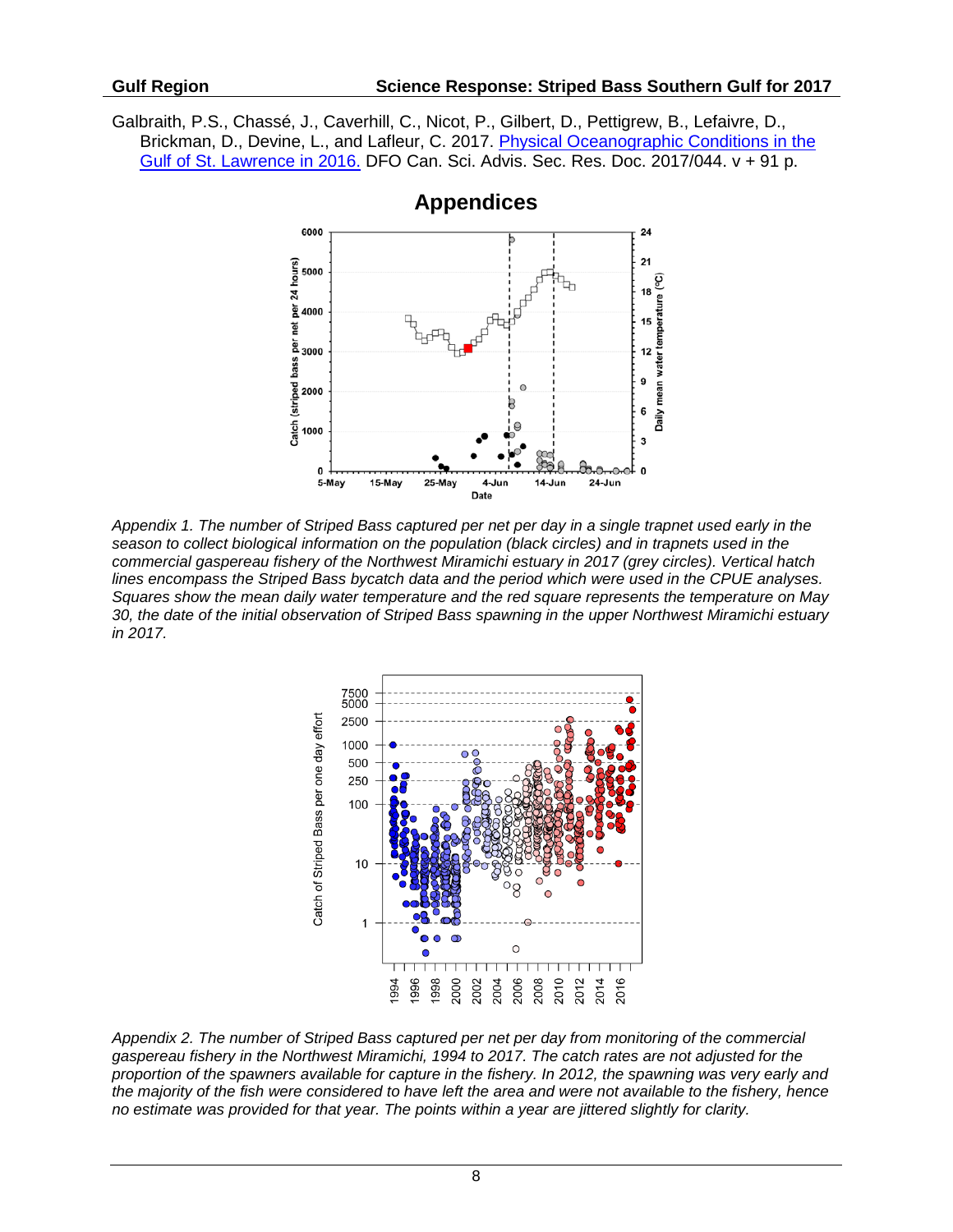Galbraith, P.S., Chassé, J., Caverhill, C., Nicot, P., Gilbert, D., Pettigrew, B., Lefaivre, D., Brickman, D., Devine, L., and Lafleur, C. 2017. [Physical Oceanographic Conditions in the Gulf of St. Lawrence in 2016.](#) DFO Can. Sci. Advis. Sec. Res. Doc. 2017/044. v + 91 p.

# Appendices

*Appendix 1. The number of Striped Bass captured per net per day in a single trapnet used early in the season to collect biological information on the population (black circles) and in trapnets used in the commercial gaspereau fishery of the Northwest Miramichi estuary in 2017 (grey circles). Vertical hatch lines encompass the Striped Bass bycatch data and the period which were used in the CPUE analyses. Squares show the mean daily water temperature and the red square represents the temperature on May 30, the date of the initial observation of Striped Bass spawning in the upper Northwest Miramichi estuary in 2017.*

*Appendix 2. The number of Striped Bass captured per net per day from monitoring of the commercial gaspereau fishery in the Northwest Miramichi, 1994 to 2017. The catch rates are not adjusted for the proportion of the spawners available for capture in the fishery. In 2012, the spawning was very early and the majority of the fish were considered to have left the area and were not available to the fishery, hence no estimate was provided for that year. The points within a year are jittered slightly for clarity.*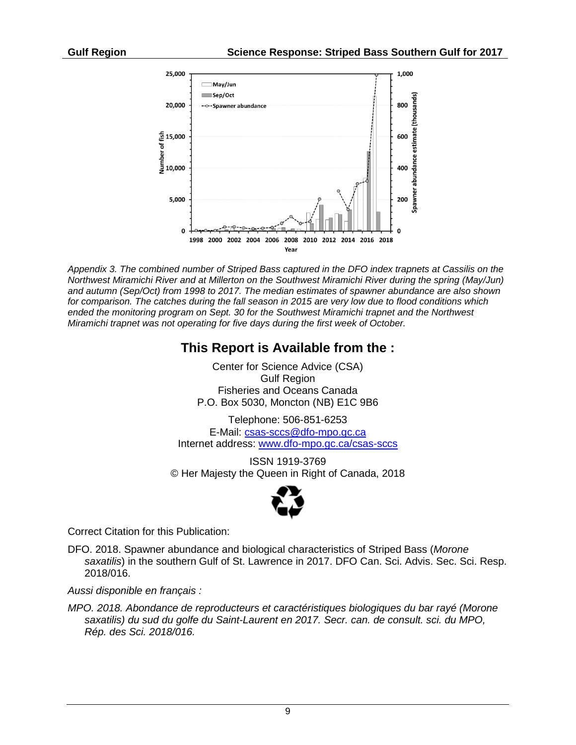25,000
20,000
15,000
10,000
5,000
0
Number of fish

1,000
800
600
400
200
0
Spawner abundance estimate (thousands)

May/Jun
Sep/Oct
Spawner abundance

1998 2000 2002 2004 2006 2008 2010 2012 2014 2016 2018
Year

*Appendix 3. The combined number of Striped Bass captured in the DFO index trapnets at Cassilis on the Northwest Miramichi River and at Millerton on the Southwest Miramichi River during the spring (May/Jun) and autumn (Sep/Oct) from 1998 to 2017. The median estimates of spawner abundance are also shown for comparison. The catches during the fall season in 2015 are very low due to flood conditions which ended the monitoring program on Sept. 30 for the Southwest Miramichi trapnet and the Northwest Miramichi trapnet was not operating for five days during the first week of October.*

## This Report is Available from the :

Center for Science Advice (CSA)
Gulf Region
Fisheries and Oceans Canada
P.O. Box 5030, Moncton (NB) E1C 9B6

Telephone: 506-851-6253
E-Mail: csas-sccs@dfo-mpo.gc.ca
Internet address: www.dfo-mpo.gc.ca/csas-sccs

ISSN 1919-3769
© Her Majesty the Queen in Right of Canada, 2018

Correct Citation for this Publication:

DFO. 2018. Spawner abundance and biological characteristics of Striped Bass (*Morone saxatilis*) in the southern Gulf of St. Lawrence in 2017. DFO Can. Sci. Advis. Sec. Sci. Resp. 2018/016.

*Aussi disponible en français :*

*MPO. 2018. Abondance de reproducteurs et caractéristiques biologiques du bar rayé (Morone saxatilis) du sud du golfe du Saint-Laurent en 2017. Secr. can. de consult. sci. du MPO, Rép. des Sci. 2018/016.*